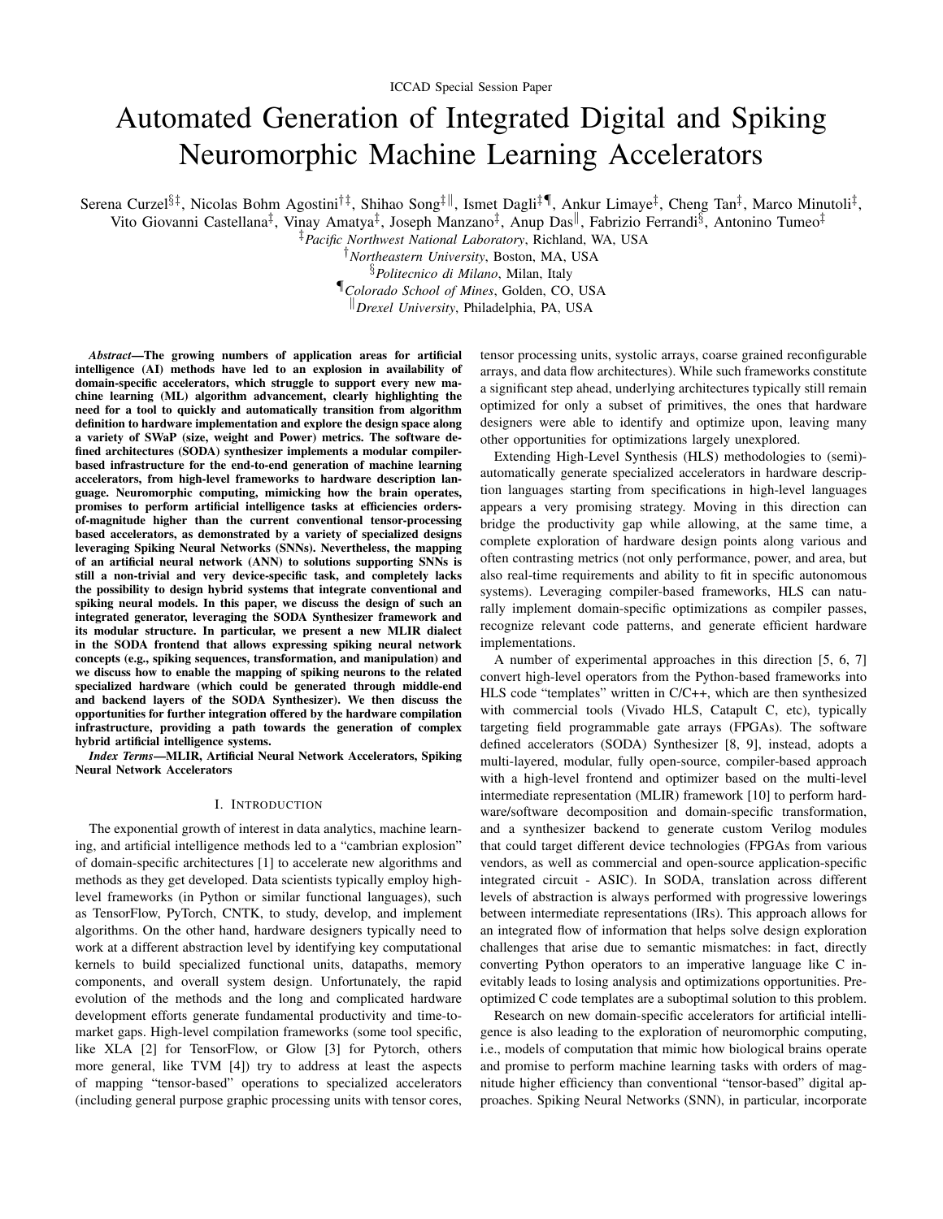ICCAD Special Session Paper

# Automated Generation of Integrated Digital and Spiking Neuromorphic Machine Learning Accelerators

Serena Curzel[§‡], Nicolas Bohm Agostini[†‡], Shihao Song[‡‖], Ismet Dagli[‡¶], Ankur Limaye[‡], Cheng Tan[‡], Marco Minutoli[‡], Vito Giovanni Castellana[‡], Vinay Amatya[‡], Joseph Manzano[‡], Anup Das[‖], Fabrizio Ferrandi[§], Antonino Tumeo[‡]

[‡]*Pacific Northwest National Laboratory*, Richland, WA, USA

[†]*Northeastern University*, Boston, MA, USA

[§]*Politecnico di Milano*, Milan, Italy

[¶]*Colorado School of Mines*, Golden, CO, USA

[‖]*Drexel University*, Philadelphia, PA, USA

***Abstract*—The growing numbers of application areas for artificial intelligence (AI) methods have led to an explosion in availability of domain-specific accelerators, which struggle to support every new machine learning (ML) algorithm advancement, clearly highlighting the need for a tool to quickly and automatically transition from algorithm definition to hardware implementation and explore the design space along a variety of SWaP (size, weight and Power) metrics. The software defined architectures (SODA) synthesizer implements a modular compiler-based infrastructure for the end-to-end generation of machine learning accelerators, from high-level frameworks to hardware description language. Neuromorphic computing, mimicking how the brain operates, promises to perform artificial intelligence tasks at efficiencies orders-of-magnitude higher than the current conventional tensor-processing based accelerators, as demonstrated by a variety of specialized designs leveraging Spiking Neural Networks (SNNs). Nevertheless, the mapping of an artificial neural network (ANN) to solutions supporting SNNs is still a non-trivial and very device-specific task, and completely lacks the possibility to design hybrid systems that integrate conventional and spiking neural models. In this paper, we discuss the design of such an integrated generator, leveraging the SODA Synthesizer framework and its modular structure. In particular, we present a new MLIR dialect in the SODA frontend that allows expressing spiking neural network concepts (e.g., spiking sequences, transformation, and manipulation) and we discuss how to enable the mapping of spiking neurons to the related specialized hardware (which could be generated through middle-end and backend layers of the SODA Synthesizer). We then discuss the opportunities for further integration offered by the hardware compilation infrastructure, providing a path towards the generation of complex hybrid artificial intelligence systems.***

***Index Terms*—MLIR, Artificial Neural Network Accelerators, Spiking Neural Network Accelerators**

## I. Introduction

The exponential growth of interest in data analytics, machine learning, and artificial intelligence methods led to a "cambrian explosion" of domain-specific architectures [1] to accelerate new algorithms and methods as they get developed. Data scientists typically employ high-level frameworks (in Python or similar functional languages), such as TensorFlow, PyTorch, CNTK, to study, develop, and implement algorithms. On the other hand, hardware designers typically need to work at a different abstraction level by identifying key computational kernels to build specialized functional units, datapaths, memory components, and overall system design. Unfortunately, the rapid evolution of the methods and the long and complicated hardware development efforts generate fundamental productivity and time-to-market gaps. High-level compilation frameworks (some tool specific, like XLA [2] for TensorFlow, or Glow [3] for Pytorch, others more general, like TVM [4]) try to address at least the aspects of mapping "tensor-based" operations to specialized accelerators (including general purpose graphic processing units with tensor cores, tensor processing units, systolic arrays, coarse grained reconfigurable arrays, and data flow architectures). While such frameworks constitute a significant step ahead, underlying architectures typically still remain optimized for only a subset of primitives, the ones that hardware designers were able to identify and optimize upon, leaving many other opportunities for optimizations largely unexplored.

Extending High-Level Synthesis (HLS) methodologies to (semi)-automatically generate specialized accelerators in hardware description languages starting from specifications in high-level languages appears a very promising strategy. Moving in this direction can bridge the productivity gap while allowing, at the same time, a complete exploration of hardware design points along various and often contrasting metrics (not only performance, power, and area, but also real-time requirements and ability to fit in specific autonomous systems). Leveraging compiler-based frameworks, HLS can naturally implement domain-specific optimizations as compiler passes, recognize relevant code patterns, and generate efficient hardware implementations.

A number of experimental approaches in this direction [5, 6, 7] convert high-level operators from the Python-based frameworks into HLS code "templates" written in C/C++, which are then synthesized with commercial tools (Vivado HLS, Catapult C, etc), typically targeting field programmable gate arrays (FPGAs). The software defined accelerators (SODA) Synthesizer [8, 9], instead, adopts a multi-layered, modular, fully open-source, compiler-based approach with a high-level frontend and optimizer based on the multi-level intermediate representation (MLIR) framework [10] to perform hardware/software decomposition and domain-specific transformation, and a synthesizer backend to generate custom Verilog modules that could target different device technologies (FPGAs from various vendors, as well as commercial and open-source application-specific integrated circuit - ASIC). In SODA, translation across different levels of abstraction is always performed with progressive lowerings between intermediate representations (IRs). This approach allows for an integrated flow of information that helps solve design exploration challenges that arise due to semantic mismatches: in fact, directly converting Python operators to an imperative language like C inevitably leads to losing analysis and optimizations opportunities. Pre-optimized C code templates are a suboptimal solution to this problem.

Research on new domain-specific accelerators for artificial intelligence is also leading to the exploration of neuromorphic computing, i.e., models of computation that mimic how biological brains operate and promise to perform machine learning tasks with orders of magnitude higher efficiency than conventional "tensor-based" digital approaches. Spiking Neural Networks (SNN), in particular, incorporate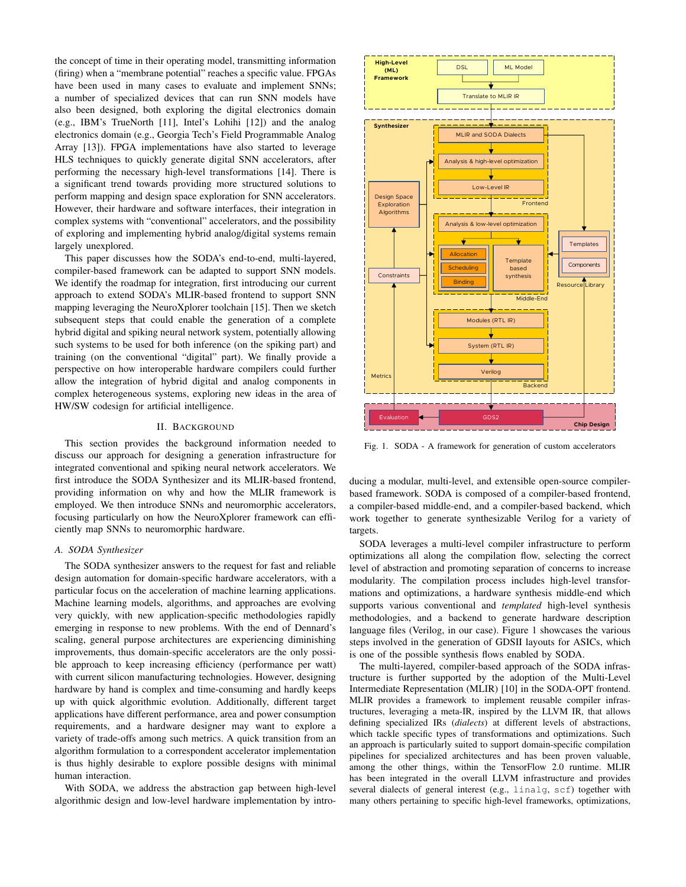the concept of time in their operating model, transmitting information (firing) when a "membrane potential" reaches a specific value. FPGAs have been used in many cases to evaluate and implement SNNs; a number of specialized devices that can run SNN models have also been designed, both exploring the digital electronics domain (e.g., IBM's TrueNorth [11], Intel's Lohihi [12]) and the analog electronics domain (e.g., Georgia Tech's Field Programmable Analog Array [13]). FPGA implementations have also started to leverage HLS techniques to quickly generate digital SNN accelerators, after performing the necessary high-level transformations [14]. There is a significant trend towards providing more structured solutions to perform mapping and design space exploration for SNN accelerators. However, their hardware and software interfaces, their integration in complex systems with "conventional" accelerators, and the possibility of exploring and implementing hybrid analog/digital systems remain largely unexplored.

This paper discusses how the SODA's end-to-end, multi-layered, compiler-based framework can be adapted to support SNN models. We identify the roadmap for integration, first introducing our current approach to extend SODA's MLIR-based frontend to support SNN mapping leveraging the NeuroXplorer toolchain [15]. Then we sketch subsequent steps that could enable the generation of a complete hybrid digital and spiking neural network system, potentially allowing such systems to be used for both inference (on the spiking part) and training (on the conventional "digital" part). We finally provide a perspective on how interoperable hardware compilers could further allow the integration of hybrid digital and analog components in complex heterogeneous systems, exploring new ideas in the area of HW/SW codesign for artificial intelligence.

## II. Background

This section provides the background information needed to discuss our approach for designing a generation infrastructure for integrated conventional and spiking neural network accelerators. We first introduce the SODA Synthesizer and its MLIR-based frontend, providing information on why and how the MLIR framework is employed. We then introduce SNNs and neuromorphic accelerators, focusing particularly on how the NeuroXplorer framework can efficiently map SNNs to neuromorphic hardware.

### A. SODA Synthesizer

The SODA synthesizer answers to the request for fast and reliable design automation for domain-specific hardware accelerators, with a particular focus on the acceleration of machine learning applications. Machine learning models, algorithms, and approaches are evolving very quickly, with new application-specific methodologies rapidly emerging in response to new problems. With the end of Dennard's scaling, general purpose architectures are experiencing diminishing improvements, thus domain-specific accelerators are the only possible approach to keep increasing efficiency (performance per watt) with current silicon manufacturing technologies. However, designing hardware by hand is complex and time-consuming and hardly keeps up with quick algorithmic evolution. Additionally, different target applications have different performance, area and power consumption requirements, and a hardware designer may want to explore a variety of trade-offs among such metrics. A quick transition from an algorithm formulation to a correspondent accelerator implementation is thus highly desirable to explore possible designs with minimal human interaction.

With SODA, we address the abstraction gap between high-level algorithmic design and low-level hardware implementation by introducing a modular, multi-level, and extensible open-source compiler-based framework. SODA is composed of a compiler-based frontend, a compiler-based middle-end, and a compiler-based backend, which work together to generate synthesizable Verilog for a variety of targets.

Fig. 1. SODA - A framework for generation of custom accelerators

SODA leverages a multi-level compiler infrastructure to perform optimizations all along the compilation flow, selecting the correct level of abstraction and promoting separation of concerns to increase modularity. The compilation process includes high-level transformations and optimizations, a hardware synthesis middle-end which supports various conventional and *templated* high-level synthesis methodologies, and a backend to generate hardware description language files (Verilog, in our case). Figure 1 showcases the various steps involved in the generation of GDSII layouts for ASICs, which is one of the possible synthesis flows enabled by SODA.

The multi-layered, compiler-based approach of the SODA infrastructure is further supported by the adoption of the Multi-Level Intermediate Representation (MLIR) [10] in the SODA-OPT frontend. MLIR provides a framework to implement reusable compiler infrastructures, leveraging a meta-IR, inspired by the LLVM IR, that allows defining specialized IRs (*dialects*) at different levels of abstractions, which tackle specific types of transformations and optimizations. Such an approach is particularly suited to support domain-specific compilation pipelines for specialized architectures and has been proven valuable, among the other things, within the TensorFlow 2.0 runtime. MLIR has been integrated in the overall LLVM infrastructure and provides several dialects of general interest (e.g., `linalg`, `scf`) together with many others pertaining to specific high-level frameworks, optimizations,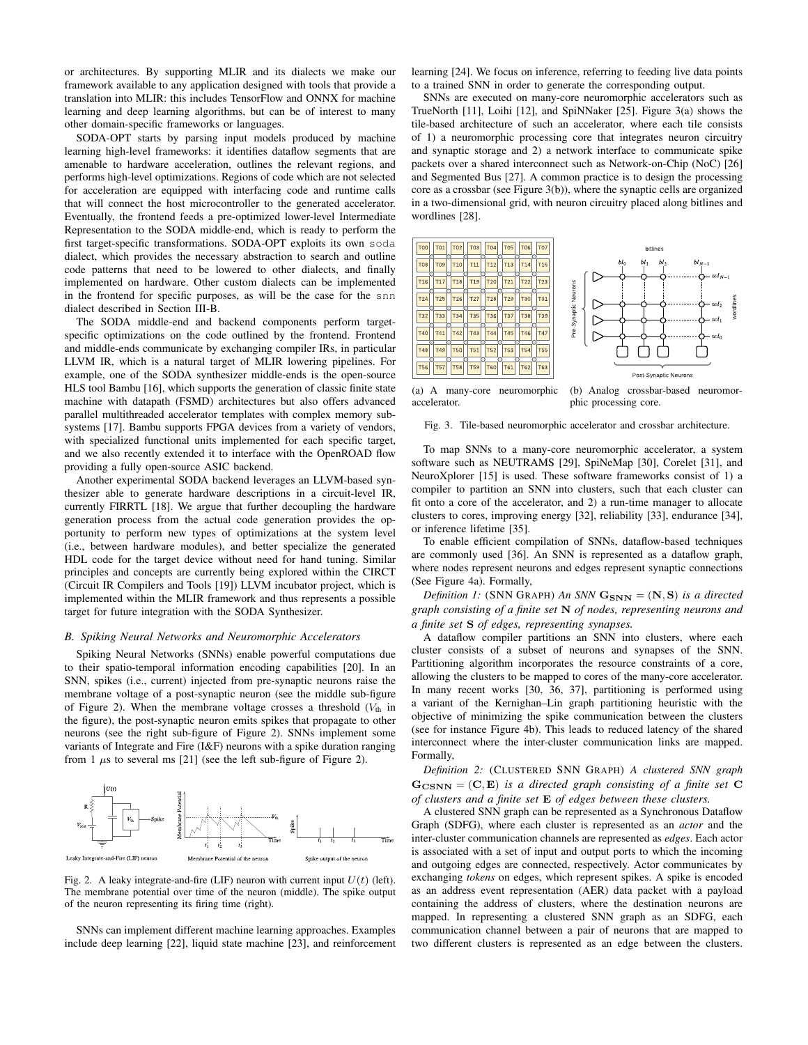or architectures. By supporting MLIR and its dialects we make our framework available to any application designed with tools that provide a translation into MLIR: this includes TensorFlow and ONNX for machine learning and deep learning algorithms, but can be of interest to many other domain-specific frameworks or languages.

SODA-OPT starts by parsing input models produced by machine learning high-level frameworks: it identifies dataflow segments that are amenable to hardware acceleration, outlines the relevant regions, and performs high-level optimizations. Regions of code which are not selected for acceleration are equipped with interfacing code and runtime calls that will connect the host microcontroller to the generated accelerator. Eventually, the frontend feeds a pre-optimized lower-level Intermediate Representation to the SODA middle-end, which is ready to perform the first target-specific transformations. SODA-OPT exploits its own `soda` dialect, which provides the necessary abstraction to search and outline code patterns that need to be lowered to other dialects, and finally implemented on hardware. Other custom dialects can be implemented in the frontend for specific purposes, as will be the case for the `snn` dialect described in Section III-B.

The SODA middle-end and backend components perform target-specific optimizations on the code outlined by the frontend. Frontend and middle-ends communicate by exchanging compiler IRs, in particular LLVM IR, which is a natural target of MLIR lowering pipelines. For example, one of the SODA synthesizer middle-ends is the open-source HLS tool Bambu [16], which supports the generation of classic finite state machine with datapath (FSMD) architectures but also offers advanced parallel multithreaded accelerator templates with complex memory subsystems [17]. Bambu supports FPGA devices from a variety of vendors, with specialized functional units implemented for each specific target, and we also recently extended it to interface with the OpenROAD flow providing a fully open-source ASIC backend.

Another experimental SODA backend leverages an LLVM-based synthesizer able to generate hardware descriptions in a circuit-level IR, currently FIRRTL [18]. We argue that further decoupling the hardware generation process from the actual code generation provides the opportunity to perform new types of optimizations at the system level (i.e., between hardware modules), and better specialize the generated HDL code for the target device without need for hand tuning. Similar principles and concepts are currently being explored within the CIRCT (Circuit IR Compilers and Tools [19]) LLVM incubator project, which is implemented within the MLIR framework and thus represents a possible target for future integration with the SODA Synthesizer.

### B. Spiking Neural Networks and Neuromorphic Accelerators

Spiking Neural Networks (SNNs) enable powerful computations due to their spatio-temporal information encoding capabilities [20]. In an SNN, spikes (i.e., current) injected from pre-synaptic neurons raise the membrane voltage of a post-synaptic neuron (see the middle sub-figure of Figure 2). When the membrane voltage crosses a threshold ($V_{th}$ in the figure), the post-synaptic neuron emits spikes that propagate to other neurons (see the right sub-figure of Figure 2). SNNs implement some variants of Integrate and Fire (I&F) neurons with a spike duration ranging from 1 $\mu$s to several ms [21] (see the left sub-figure of Figure 2).

Fig. 2. A leaky integrate-and-fire (LIF) neuron with current input $U(t)$ (left). The membrane potential over time of the neuron (middle). The spike output of the neuron representing its firing time (right).

SNNs can implement different machine learning approaches. Examples include deep learning [22], liquid state machine [23], and reinforcement learning [24]. We focus on inference, referring to feeding live data points to a trained SNN in order to generate the corresponding output.

SNNs are executed on many-core neuromorphic accelerators such as TrueNorth [11], Loihi [12], and SpiNNaker [25]. Figure 3(a) shows the tile-based architecture of such an accelerator, where each tile consists of 1) a neuromorphic processing core that integrates neuron circuitry and synaptic storage and 2) a network interface to communicate spike packets over a shared interconnect such as Network-on-Chip (NoC) [26] and Segmented Bus [27]. A common practice is to design the processing core as a crossbar (see Figure 3(b)), where the synaptic cells are organized in a two-dimensional grid, with neuron circuitry placed along bitlines and wordlines [28].

(a) A many-core neuromorphic accelerator.

(b) Analog crossbar-based neuromorphic processing core.

Fig. 3. Tile-based neuromorphic accelerator and crossbar architecture.

To map SNNs to a many-core neuromorphic accelerator, a system software such as NEUTRAMS [29], SpiNeMap [30], Corelet [31], and NeuroXplorer [15] is used. These software frameworks consist of 1) a compiler to partition an SNN into clusters, such that each cluster can fit onto a core of the accelerator, and 2) a run-time manager to allocate clusters to cores, improving energy [32], reliability [33], endurance [34], or inference lifetime [35].

To enable efficient compilation of SNNs, dataflow-based techniques are commonly used [36]. An SNN is represented as a dataflow graph, where nodes represent neurons and edges represent synaptic connections (See Figure 4a). Formally,

*Definition 1:* (SNN GRAPH) *An SNN $\mathbf{G_{SNN}} = (\mathbf{N}, \mathbf{S})$ is a directed graph consisting of a finite set $\mathbf{N}$ of nodes, representing neurons and a finite set $\mathbf{S}$ of edges, representing synapses.*

A dataflow compiler partitions an SNN into clusters, where each cluster consists of a subset of neurons and synapses of the SNN. Partitioning algorithm incorporates the resource constraints of a core, allowing the clusters to be mapped to cores of the many-core accelerator. In many recent works [30, 36, 37], partitioning is performed using a variant of the Kernighan–Lin graph partitioning heuristic with the objective of minimizing the spike communication between the clusters (see for instance Figure 4b). This leads to reduced latency of the shared interconnect where the inter-cluster communication links are mapped. Formally,

*Definition 2:* (CLUSTERED SNN GRAPH) *A clustered SNN graph $\mathbf{G_{CSNN}} = (\mathbf{C}, \mathbf{E})$ is a directed graph consisting of a finite set $\mathbf{C}$ of clusters and a finite set $\mathbf{E}$ of edges between these clusters.*

A clustered SNN graph can be represented as a Synchronous Dataflow Graph (SDFG), where each cluster is represented as an *actor* and the inter-cluster communication channels are represented as *edges*. Each actor is associated with a set of input and output ports to which the incoming and outgoing edges are connected, respectively. Actor communicates by exchanging *tokens* on edges, which represent spikes. A spike is encoded as an address event representation (AER) data packet with a payload containing the address of clusters, where the destination neurons are mapped. In representing a clustered SNN graph as an SDFG, each communication channel between a pair of neurons that are mapped to two different clusters is represented as an edge between the clusters.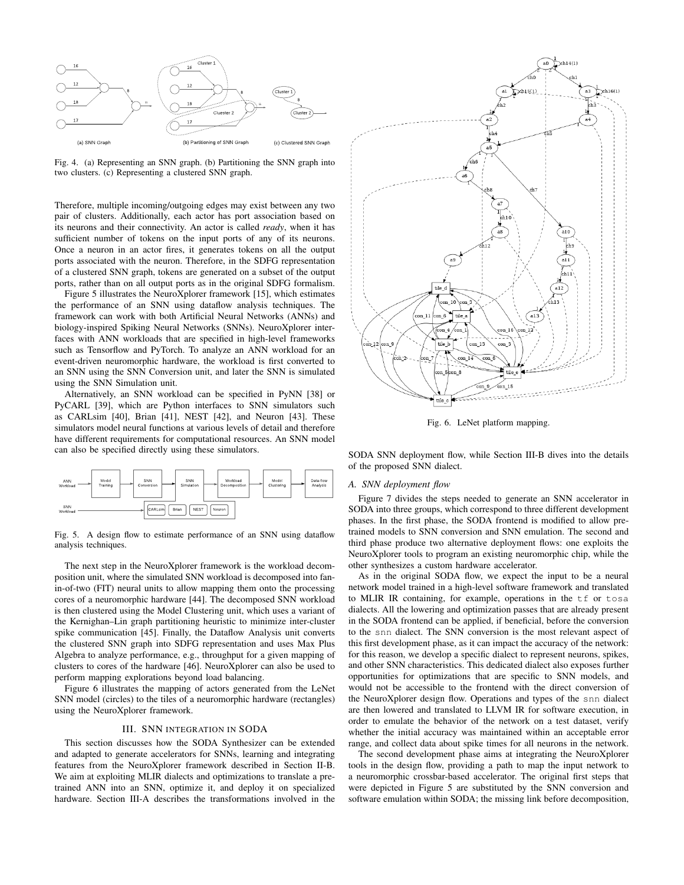Fig. 4. (a) Representing an SNN graph. (b) Partitioning the SNN graph into two clusters. (c) Representing a clustered SNN graph.

Therefore, multiple incoming/outgoing edges may exist between any two pair of clusters. Additionally, each actor has port association based on its neurons and their connectivity. An actor is called *ready*, when it has sufficient number of tokens on the input ports of any of its neurons. Once a neuron in an actor fires, it generates tokens on all the output ports associated with the neuron. Therefore, in the SDFG representation of a clustered SNN graph, tokens are generated on a subset of the output ports, rather than on all output ports as in the original SDFG formalism.

Figure 5 illustrates the NeuroXplorer framework [15], which estimates the performance of an SNN using dataflow analysis techniques. The framework can work with both Artificial Neural Networks (ANNs) and biology-inspired Spiking Neural Networks (SNNs). NeuroXplorer interfaces with ANN workloads that are specified in high-level frameworks such as Tensorflow and PyTorch. To analyze an ANN workload for an event-driven neuromorphic hardware, the workload is first converted to an SNN using the SNN Conversion unit, and later the SNN is simulated using the SNN Simulation unit.

Alternatively, an SNN workload can be specified in PyNN [38] or PyCARL [39], which are Python interfaces to SNN simulators such as CARLsim [40], Brian [41], NEST [42], and Neuron [43]. These simulators model neural functions at various levels of detail and therefore have different requirements for computational resources. An SNN model can also be specified directly using these simulators.

Fig. 5. A design flow to estimate performance of an SNN using dataflow analysis techniques.

The next step in the NeuroXplorer framework is the workload decomposition unit, where the simulated SNN workload is decomposed into fan-in-of-two (FIT) neural units to allow mapping them onto the processing cores of a neuromorphic hardware [44]. The decomposed SNN workload is then clustered using the Model Clustering unit, which uses a variant of the Kernighan–Lin graph partitioning heuristic to minimize inter-cluster spike communication [45]. Finally, the Dataflow Analysis unit converts the clustered SNN graph into SDFG representation and uses Max Plus Algebra to analyze performance, e.g., throughput for a given mapping of clusters to cores of the hardware [46]. NeuroXplorer can also be used to perform mapping explorations beyond load balancing.

Figure 6 illustrates the mapping of actors generated from the LeNet SNN model (circles) to the tiles of a neuromorphic hardware (rectangles) using the NeuroXplorer framework.

Fig. 6. LeNet platform mapping.

## III. SNN Integration in SODA

This section discusses how the SODA Synthesizer can be extended and adapted to generate accelerators for SNNs, learning and integrating features from the NeuroXplorer framework described in Section II-B. We aim at exploiting MLIR dialects and optimizations to translate a pre-trained ANN into an SNN, optimize it, and deploy it on specialized hardware. Section III-A describes the transformations involved in the SODA SNN deployment flow, while Section III-B dives into the details of the proposed SNN dialect.

### A. SNN deployment flow

Figure 7 divides the steps needed to generate an SNN accelerator in SODA into three groups, which correspond to three different development phases. In the first phase, the SODA frontend is modified to allow pre-trained models to SNN conversion and SNN emulation. The second and third phase produce two alternative deployment flows: one exploits the NeuroXplorer tools to program an existing neuromorphic chip, while the other synthesizes a custom hardware accelerator.

As in the original SODA flow, we expect the input to be a neural network model trained in a high-level software framework and translated to MLIR IR containing, for example, operations in the `tf` or `tosa` dialects. All the lowering and optimization passes that are already present in the SODA frontend can be applied, if beneficial, before the conversion to the `snn` dialect. The SNN conversion is the most relevant aspect of this first development phase, as it can impact the accuracy of the network: for this reason, we develop a specific dialect to represent neurons, spikes, and other SNN characteristics. This dedicated dialect also exposes further opportunities for optimizations that are specific to SNN models, and would not be accessible to the frontend with the direct conversion of the NeuroXplorer design flow. Operations and types of the `snn` dialect are then lowered and translated to LLVM IR for software execution, in order to emulate the behavior of the network on a test dataset, verify whether the initial accuracy was maintained within an acceptable error range, and collect data about spike times for all neurons in the network.

The second development phase aims at integrating the NeuroXplorer tools in the design flow, providing a path to map the input network to a neuromorphic crossbar-based accelerator. The original first steps that were depicted in Figure 5 are substituted by the SNN conversion and software emulation within SODA; the missing link before decomposition,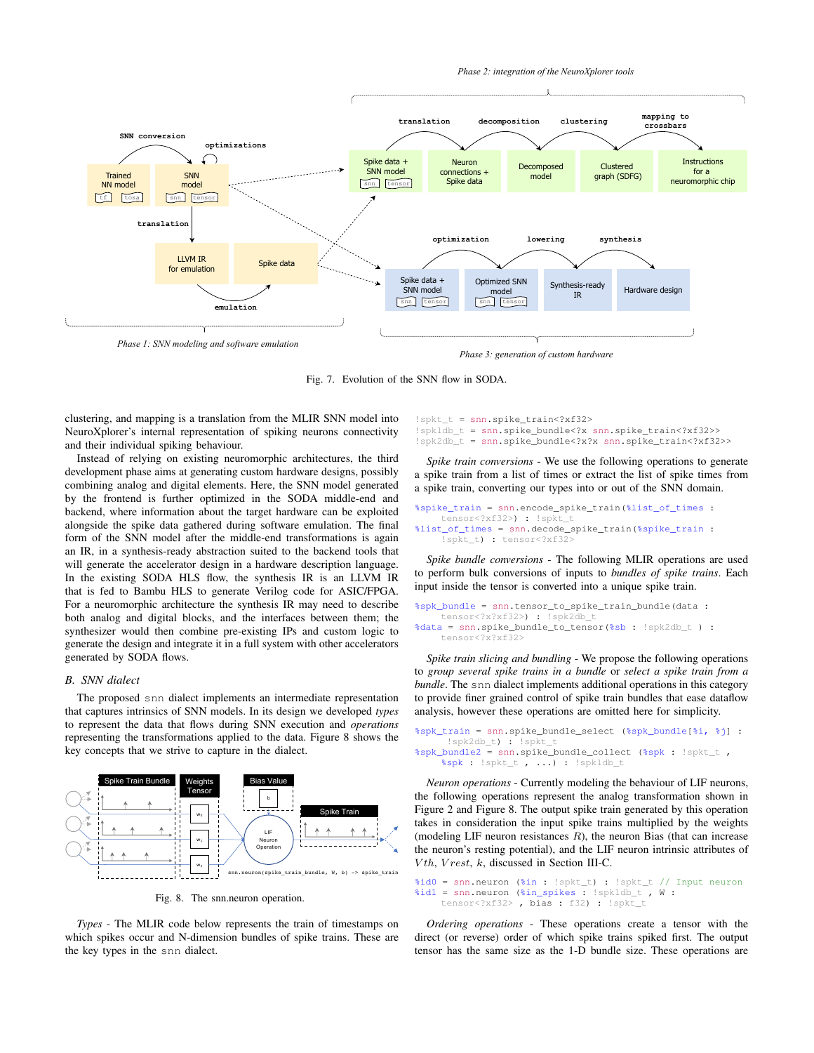Fig. 7. Evolution of the SNN flow in SODA.

clustering, and mapping is a translation from the MLIR SNN model into NeuroXplorer's internal representation of spiking neurons connectivity and their individual spiking behaviour.

Instead of relying on existing neuromorphic architectures, the third development phase aims at generating custom hardware designs, possibly combining analog and digital elements. Here, the SNN model generated by the frontend is further optimized in the SODA middle-end and backend, where information about the target hardware can be exploited alongside the spike data gathered during software emulation. The final form of the SNN model after the middle-end transformations is again an IR, in a synthesis-ready abstraction suited to the backend tools that will generate the accelerator design in a hardware description language. In the existing SODA HLS flow, the synthesis IR is an LLVM IR that is fed to Bambu HLS to generate Verilog code for ASIC/FPGA. For a neuromorphic architecture the synthesis IR may need to describe both analog and digital blocks, and the interfaces between them; the synthesizer would then combine pre-existing IPs and custom logic to generate the design and integrate it in a full system with other accelerators generated by SODA flows.

### B. SNN dialect

The proposed snn dialect implements an intermediate representation that captures intrinsics of SNN models. In its design we developed *types* to represent the data that flows during SNN execution and *operations* representing the transformations applied to the data. Figure 8 shows the key concepts that we strive to capture in the dialect.

Fig. 8. The snn.neuron operation.

*Types* - The MLIR code below represents the train of timestamps on which spikes occur and N-dimension bundles of spike trains. These are the key types in the snn dialect.

```
!spkt_t = snn.spike_train<?xf32>
!spk1db_t = snn.spike_bundle<?x snn.spike_train<?xf32>>
!spk2db_t = snn.spike_bundle<?x?x snn.spike_train<?xf32>>
```

*Spike train conversions* - We use the following operations to generate a spike train from a list of times or extract the list of spike times from a spike train, converting our types into or out of the SNN domain.

```
%spike_train = snn.encode_spike_train(%list_of_times :
    tensor<?xf32>) : !spkt_t
%list_of_times = snn.decode_spike_train(%spike_train :
    !spkt_t) : tensor<?xf32>
```

*Spike bundle conversions* - The following MLIR operations are used to perform bulk conversions of inputs to *bundles of spike trains*. Each input inside the tensor is converted into a unique spike train.

```
%spk_bundle = snn.tensor_to_spike_train_bundle(data :
    tensor<?x?xf32>) : !spk2db_t
%data = snn.spike_bundle_to_tensor(%sb : !spk2db_t ) :
    tensor<?x?xf32>
```

*Spike train slicing and bundling* - We propose the following operations to *group several spike trains in a bundle* or *select a spike train from a bundle*. The snn dialect implements additional operations in this category to provide finer grained control of spike train bundles that ease dataflow analysis, however these operations are omitted here for simplicity.

```
%spk_train = snn.spike_bundle_select (%spk_bundle[%i, %j] :
    !spk2db_t) : !spkt_t
%spk_bundle2 = snn.spike_bundle_collect (%spk : !spkt_t ,
    %spk : !spkt_t , ...) : !spk1db_t
```

*Neuron operations* - Currently modeling the behaviour of LIF neurons, the following operations represent the analog transformation shown in Figure 2 and Figure 8. The output spike train generated by this operation takes in consideration the input spike trains multiplied by the weights (modeling LIF neuron resistances $R$), the neuron Bias (that can increase the neuron's resting potential), and the LIF neuron intrinsic attributes of $Vth$, $Vrest$, $k$, discussed in Section III-C.

```
%id0 = snn.neuron (%in : !spkt_t) : !spkt_t // Input neuron
%id1 = snn.neuron (%in_spikes : !spk1db_t , W :
    tensor<?xf32> , bias : f32) : !spkt_t
```

*Ordering operations* - These operations create a tensor with the direct (or reverse) order of which spike trains spiked first. The output tensor has the same size as the 1-D bundle size. These operations are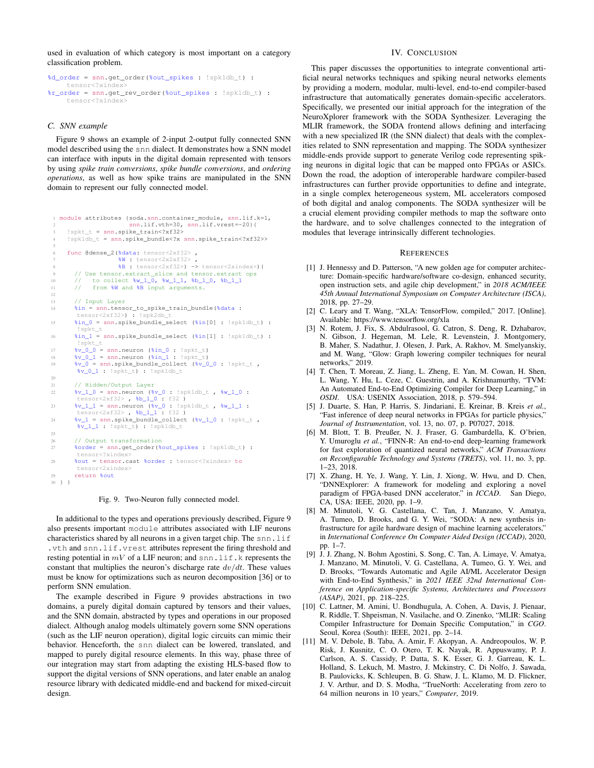used in evaluation of which category is most important on a category classification problem.

```
%d_order = snn.get_order(%out_spikes : !spk1db_t) :
    tensor<?xindex>
%r_order = snn.get_rev_order(%out_spikes : !spk1db_t) :
    tensor<?xindex>
```

### C. SNN example

Figure 9 shows an example of 2-input 2-output fully connected SNN model described using the snn dialect. It demonstrates how a SNN model can interface with inputs in the digital domain represented with tensors by using *spike train conversions*, *spike bundle conversions*, and *ordering operations*, as well as how spike trains are manipulated in the SNN domain to represent our fully connected model.

```
1  module attributes {soda.snn.container_module, snn.lif.k=1,
2                     snn.lif.vth=30, snn.lif.vrest=-20}{
3    !spkt_t = snn.spike_train<?xf32>
4    !spk1db_t = snn.spike_bundle<?x snn.spike_train<?xf32>>
5
6    func @dense_2(%data: tensor<2xf32> ,
7                  %W : tensor<2x2xf32> ,
8                  %B : tensor<2xf32>) -> tensor<2xindex>){
9      // Use tensor.extract_slice and tensor.extract ops
10     //   to collect %w_1_0, %w_1_1, %b_1_0, %b_1_1
11     //   from %W and %B input arguments.
12
13     // Input Layer
14     %in = snn.tensor_to_spike_train_bundle(%data :
           tensor<2xf32>) : !spk2db_t
15     %in_0 = snn.spike_bundle_select (%in[0] : !spk1db_t) :
           !spkt_t
16     %in_1 = snn.spike_bundle_select (%in[1] : !spk1db_t) :
           !spkt_t
17     %v_0_0 = snn.neuron (%in_0 : !spkt_t)
18     %v_0_1 = snn.neuron (%in_1 : !spkt_t)
19     %v_0 = snn.spike_bundle_collect (%v_0_0 : !spkt_t ,
           %v_0_1 : !spkt_t) : !spk1db_t
20
21     // Hidden/Output Layer
22     %v_1_0 = snn.neuron (%v_0 : !spk1db_t , %w_1_0 :
           tensor<2xf32> , %b_1_0 : f32 )
23     %v_1_1 = snn.neuron (%v_0 : !spk1db_t , %w_1_1 :
           tensor<2xf32> , %b_1_1 : f32 )
24     %v_1 = snn.spike_bundle_collect (%v_1_0 : !spkt_t ,
           %v_1_1 : !spkt_t) : !spk1db_t
25
26     // Output transformation
27     %order = snn.get_order(%out_spikes : !spk1db_t) :
           tensor<?xindex>
28     %out = tensor.cast %order : tensor<?xindex> to
           tensor<2xindex>
29     return %out
30 } }
```

Fig. 9. Two-Neuron fully connected model.

In additional to the types and operations previously described, Figure 9 also presents important module attributes associated with LIF neurons characteristics shared by all neurons in a given target chip. The snn.lif.vth and snn.lif.vrest attributes represent the firing threshold and resting potential in $mV$ of a LIF neuron; and snn.lif.k represents the constant that multiplies the neuron's discharge rate $dv/dt$. These values must be know for optimizations such as neuron decomposition [36] or to perform SNN emulation.

The example described in Figure 9 provides abstractions in two domains, a purely digital domain captured by tensors and their values, and the SNN domain, abstracted by types and operations in our proposed dialect. Although analog models ultimately govern some SNN operations (such as the LIF neuron operation), digital logic circuits can mimic their behavior. Henceforth, the snn dialect can be lowered, translated, and mapped to purely digital resource elements. In this way, phase three of our integration may start from adapting the existing HLS-based flow to support the digital versions of SNN operations, and later enable an analog resource library with dedicated middle-end and backend for mixed-circuit design.

## IV. Conclusion

This paper discusses the opportunities to integrate conventional artificial neural networks techniques and spiking neural networks elements by providing a modern, modular, multi-level, end-to-end compiler-based infrastructure that automatically generates domain-specific accelerators. Specifically, we presented our initial approach for the integration of the NeuroXplorer framework with the SODA Synthesizer. Leveraging the MLIR framework, the SODA frontend allows defining and interfacing with a new specialized IR (the SNN dialect) that deals with the complexities related to SNN representation and mapping. The SODA synthesizer middle-ends provide support to generate Verilog code representing spiking neurons in digital logic that can be mapped onto FPGAs or ASICs. Down the road, the adoption of interoperable hardware compiler-based infrastructures can further provide opportunities to define and integrate, in a single complex heterogeneous system, ML accelerators composed of both digital and analog components. The SODA synthesizer will be a crucial element providing compiler methods to map the software onto the hardware, and to solve challenges connected to the integration of modules that leverage intrinsically different technologies.

## References

[1] J. Hennessy and D. Patterson, "A new golden age for computer architecture: Domain-specific hardware/software co-design, enhanced security, open instruction sets, and agile chip development," in *2018 ACM/IEEE 45th Annual International Symposium on Computer Architecture (ISCA)*, 2018, pp. 27–29.

[2] C. Leary and T. Wang, "XLA: TensorFlow, compiled," 2017. [Online]. Available: https://www.tensorflow.org/xla

[3] N. Rotem, J. Fix, S. Abdulrasool, G. Catron, S. Deng, R. Dzhabarov, N. Gibson, J. Hegeman, M. Lele, R. Levenstein, J. Montgomery, B. Maher, S. Nadathur, J. Olesen, J. Park, A. Rakhov, M. Smelyanskiy, and M. Wang, "Glow: Graph lowering compiler techniques for neural networks," 2019.

[4] T. Chen, T. Moreau, Z. Jiang, L. Zheng, E. Yan, M. Cowan, H. Shen, L. Wang, Y. Hu, L. Ceze, C. Guestrin, and A. Krishnamurthy, "TVM: An Automated End-to-End Optimizing Compiler for Deep Learning," in *OSDI*. USA: USENIX Association, 2018, p. 579–594.

[5] J. Duarte, S. Han, P. Harris, S. Jindariani, E. Kreinar, B. Kreis *et al.*, "Fast inference of deep neural networks in FPGAs for particle physics," *Journal of Instrumentation*, vol. 13, no. 07, p. P07027, 2018.

[6] M. Blott, T. B. Preußer, N. J. Fraser, G. Gambardella, K. O'brien, Y. Umuroglu *et al.*, "FINN-R: An end-to-end deep-learning framework for fast exploration of quantized neural networks," *ACM Transactions on Reconfigurable Technology and Systems (TRETS)*, vol. 11, no. 3, pp. 1–23, 2018.

[7] X. Zhang, H. Ye, J. Wang, Y. Lin, J. Xiong, W. Hwu, and D. Chen, "DNNExplorer: A framework for modeling and exploring a novel paradigm of FPGA-based DNN accelerator," in *ICCAD*. San Diego, CA, USA: IEEE, 2020, pp. 1–9.

[8] M. Minutoli, V. G. Castellana, C. Tan, J. Manzano, V. Amatya, A. Tumeo, D. Brooks, and G. Y. Wei, "SODA: A new synthesis infrastructure for agile hardware design of machine learning accelerators," in *International Conference On Computer Aided Design (ICCAD)*, 2020, pp. 1–7.

[9] J. J. Zhang, N. Bohm Agostini, S. Song, C. Tan, A. Limaye, V. Amatya, J. Manzano, M. Minutoli, V. G. Castellana, A. Tumeo, G. Y. Wei, and D. Brooks, "Towards Automatic and Agile AI/ML Accelerator Design with End-to-End Synthesis," in *2021 IEEE 32nd International Conference on Application-specific Systems, Architectures and Processors (ASAP)*, 2021, pp. 218–225.

[10] C. Lattner, M. Amini, U. Bondhugula, A. Cohen, A. Davis, J. Pienaar, R. Riddle, T. Shpeisman, N. Vasilache, and O. Zinenko, "MLIR: Scaling Compiler Infrastructure for Domain Specific Computation," in *CGO*. Seoul, Korea (South): IEEE, 2021, pp. 2–14.

[11] M. V. Debole, B. Taba, A. Amir, F. Akopyan, A. Andreopoulos, W. P. Risk, J. Kusnitz, C. O. Otero, T. K. Nayak, R. Appuswamy, P. J. Carlson, A. S. Cassidy, P. Datta, S. K. Esser, G. J. Garreau, K. L. Holland, S. Lekuch, M. Mastro, J. Mckinstry, C. Di Nolfo, J. Sawada, B. Paulovicks, K. Schleupen, B. G. Shaw, J. L. Klamo, M. D. Flickner, J. V. Arthur, and D. S. Modha, "TrueNorth: Accelerating from zero to 64 million neurons in 10 years," *Computer*, 2019.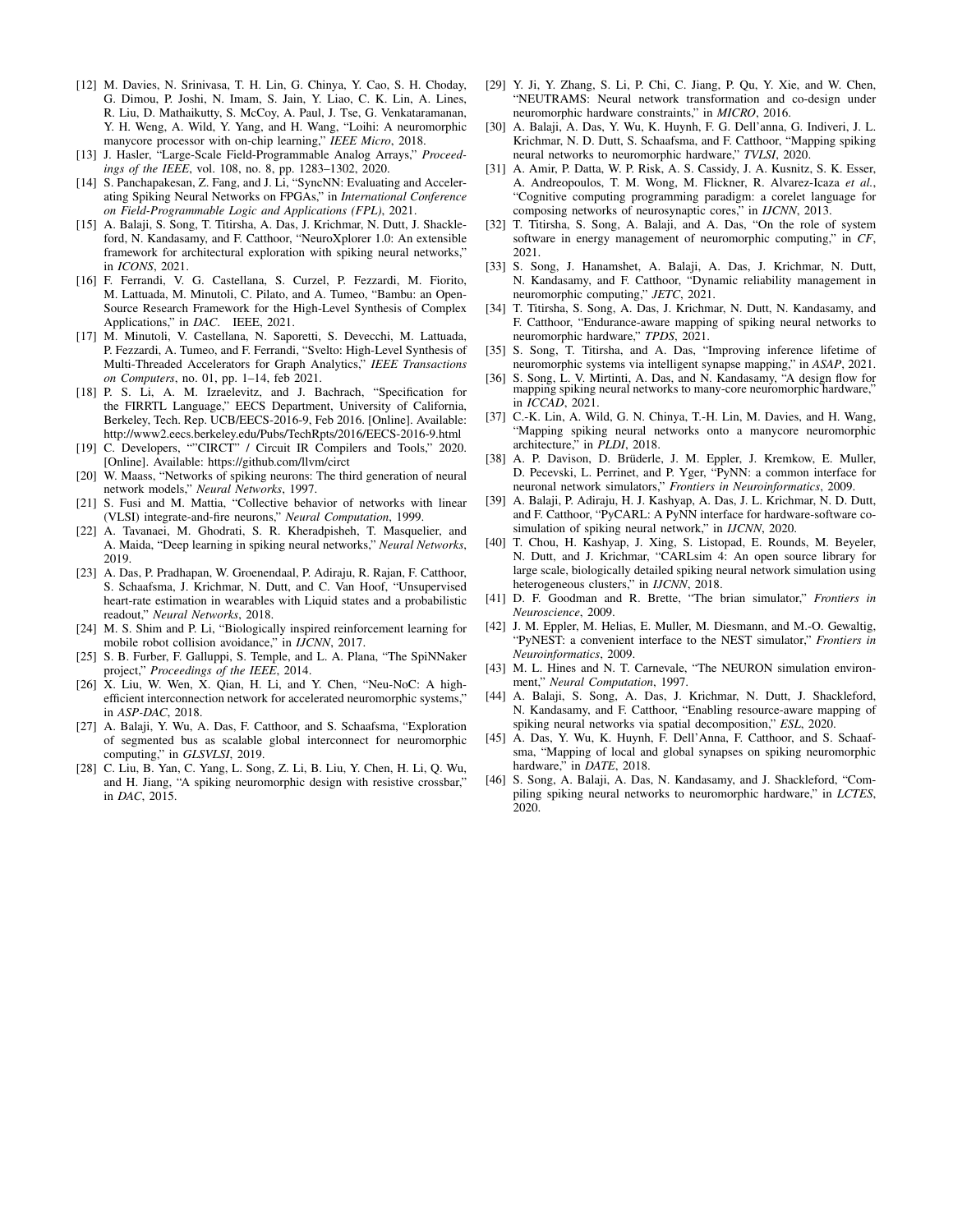[12] M. Davies, N. Srinivasa, T. H. Lin, G. Chinya, Y. Cao, S. H. Choday, G. Dimou, P. Joshi, N. Imam, S. Jain, Y. Liao, C. K. Lin, A. Lines, R. Liu, D. Mathaikutty, S. McCoy, A. Paul, J. Tse, G. Venkataramanan, Y. H. Weng, A. Wild, Y. Yang, and H. Wang, "Loihi: A neuromorphic manycore processor with on-chip learning," *IEEE Micro*, 2018.

[13] J. Hasler, "Large-Scale Field-Programmable Analog Arrays," *Proceedings of the IEEE*, vol. 108, no. 8, pp. 1283–1302, 2020.

[14] S. Panchapakesan, Z. Fang, and J. Li, "SyncNN: Evaluating and Accelerating Spiking Neural Networks on FPGAs," in *International Conference on Field-Programmable Logic and Applications (FPL)*, 2021.

[15] A. Balaji, S. Song, T. Titirsha, A. Das, J. Krichmar, N. Dutt, J. Shackleford, N. Kandasamy, and F. Catthoor, "NeuroXplorer 1.0: An extensible framework for architectural exploration with spiking neural networks," in *ICONS*, 2021.

[16] F. Ferrandi, V. G. Castellana, S. Curzel, P. Fezzardi, M. Fiorito, M. Lattuada, M. Minutoli, C. Pilato, and A. Tumeo, "Bambu: an Open-Source Research Framework for the High-Level Synthesis of Complex Applications," in *DAC*. IEEE, 2021.

[17] M. Minutoli, V. Castellana, N. Saporetti, S. Devecchi, M. Lattuada, P. Fezzardi, A. Tumeo, and F. Ferrandi, "Svelto: High-Level Synthesis of Multi-Threaded Accelerators for Graph Analytics," *IEEE Transactions on Computers*, no. 01, pp. 1–14, feb 2021.

[18] P. S. Li, A. M. Izraelevitz, and J. Bachrach, "Specification for the FIRRTL Language," EECS Department, University of California, Berkeley, Tech. Rep. UCB/EECS-2016-9, Feb 2016. [Online]. Available: http://www2.eecs.berkeley.edu/Pubs/TechRpts/2016/EECS-2016-9.html

[19] C. Developers, ""CIRCT" / Circuit IR Compilers and Tools," 2020. [Online]. Available: https://github.com/llvm/circt

[20] W. Maass, "Networks of spiking neurons: The third generation of neural network models," *Neural Networks*, 1997.

[21] S. Fusi and M. Mattia, "Collective behavior of networks with linear (VLSI) integrate-and-fire neurons," *Neural Computation*, 1999.

[22] A. Tavanaei, M. Ghodrati, S. R. Kheradpisheh, T. Masquelier, and A. Maida, "Deep learning in spiking neural networks," *Neural Networks*, 2019.

[23] A. Das, P. Pradhapan, W. Groenendaal, P. Adiraju, R. Rajan, F. Catthoor, S. Schaafsma, J. Krichmar, N. Dutt, and C. Van Hoof, "Unsupervised heart-rate estimation in wearables with Liquid states and a probabilistic readout," *Neural Networks*, 2018.

[24] M. S. Shim and P. Li, "Biologically inspired reinforcement learning for mobile robot collision avoidance," in *IJCNN*, 2017.

[25] S. B. Furber, F. Galluppi, S. Temple, and L. A. Plana, "The SpiNNaker project," *Proceedings of the IEEE*, 2014.

[26] X. Liu, W. Wen, X. Qian, H. Li, and Y. Chen, "Neu-NoC: A high-efficient interconnection network for accelerated neuromorphic systems," in *ASP-DAC*, 2018.

[27] A. Balaji, Y. Wu, A. Das, F. Catthoor, and S. Schaafsma, "Exploration of segmented bus as scalable global interconnect for neuromorphic computing," in *GLSVLSI*, 2019.

[28] C. Liu, B. Yan, C. Yang, L. Song, Z. Li, B. Liu, Y. Chen, H. Li, Q. Wu, and H. Jiang, "A spiking neuromorphic design with resistive crossbar," in *DAC*, 2015.

[29] Y. Ji, Y. Zhang, S. Li, P. Chi, C. Jiang, P. Qu, Y. Xie, and W. Chen, "NEUTRAMS: Neural network transformation and co-design under neuromorphic hardware constraints," in *MICRO*, 2016.

[30] A. Balaji, A. Das, Y. Wu, K. Huynh, F. G. Dell'anna, G. Indiveri, J. L. Krichmar, N. D. Dutt, S. Schaafsma, and F. Catthoor, "Mapping spiking neural networks to neuromorphic hardware," *TVLSI*, 2020.

[31] A. Amir, P. Datta, W. P. Risk, A. S. Cassidy, J. A. Kusnitz, S. K. Esser, A. Andreopoulos, T. M. Wong, M. Flickner, R. Alvarez-Icaza *et al.*, "Cognitive computing programming paradigm: a corelet language for composing networks of neurosynaptic cores," in *IJCNN*, 2013.

[32] T. Titirsha, S. Song, A. Balaji, and A. Das, "On the role of system software in energy management of neuromorphic computing," in *CF*, 2021.

[33] S. Song, J. Hanamshet, A. Balaji, A. Das, J. Krichmar, N. Dutt, N. Kandasamy, and F. Catthoor, "Dynamic reliability management in neuromorphic computing," *JETC*, 2021.

[34] T. Titirsha, S. Song, A. Das, J. Krichmar, N. Dutt, N. Kandasamy, and F. Catthoor, "Endurance-aware mapping of spiking neural networks to neuromorphic hardware," *TPDS*, 2021.

[35] S. Song, T. Titirsha, and A. Das, "Improving inference lifetime of neuromorphic systems via intelligent synapse mapping," in *ASAP*, 2021.

[36] S. Song, L. V. Mirtinti, A. Das, and N. Kandasamy, "A design flow for mapping spiking neural networks to many-core neuromorphic hardware," in *ICCAD*, 2021.

[37] C.-K. Lin, A. Wild, G. N. Chinya, T.-H. Lin, M. Davies, and H. Wang, "Mapping spiking neural networks onto a manycore neuromorphic architecture," in *PLDI*, 2018.

[38] A. P. Davison, D. Brüderle, J. M. Eppler, J. Kremkow, E. Muller, D. Pecevski, L. Perrinet, and P. Yger, "PyNN: a common interface for neuronal network simulators," *Frontiers in Neuroinformatics*, 2009.

[39] A. Balaji, P. Adiraju, H. J. Kashyap, A. Das, J. L. Krichmar, N. D. Dutt, and F. Catthoor, "PyCARL: A PyNN interface for hardware-software co-simulation of spiking neural network," in *IJCNN*, 2020.

[40] T. Chou, H. Kashyap, J. Xing, S. Listopad, E. Rounds, M. Beyeler, N. Dutt, and J. Krichmar, "CARLsim 4: An open source library for large scale, biologically detailed spiking neural network simulation using heterogeneous clusters," in *IJCNN*, 2018.

[41] D. F. Goodman and R. Brette, "The brian simulator," *Frontiers in Neuroscience*, 2009.

[42] J. M. Eppler, M. Helias, E. Muller, M. Diesmann, and M.-O. Gewaltig, "PyNEST: a convenient interface to the NEST simulator," *Frontiers in Neuroinformatics*, 2009.

[43] M. L. Hines and N. T. Carnevale, "The NEURON simulation environment," *Neural Computation*, 1997.

[44] A. Balaji, S. Song, A. Das, J. Krichmar, N. Dutt, J. Shackleford, N. Kandasamy, and F. Catthoor, "Enabling resource-aware mapping of spiking neural networks via spatial decomposition," *ESL*, 2020.

[45] A. Das, Y. Wu, K. Huynh, F. Dell'Anna, F. Catthoor, and S. Schaafsma, "Mapping of local and global synapses on spiking neuromorphic hardware," in *DATE*, 2018.

[46] S. Song, A. Balaji, A. Das, N. Kandasamy, and J. Shackleford, "Compiling spiking neural networks to neuromorphic hardware," in *LCTES*, 2020.